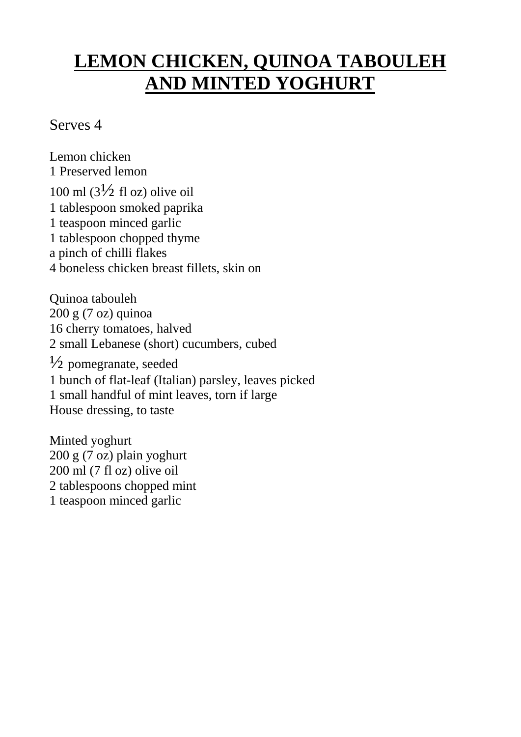# LEMON CHICKEN, QUINOA TABOULEH AND MINTED YOGHURT

Serves 4

Lemon chicken
1 Preserved lemon
100 ml (3½ fl oz) olive oil
1 tablespoon smoked paprika
1 teaspoon minced garlic
1 tablespoon chopped thyme
a pinch of chilli flakes
4 boneless chicken breast fillets, skin on

Quinoa tabouleh
200 g (7 oz) quinoa
16 cherry tomatoes, halved
2 small Lebanese (short) cucumbers, cubed
½ pomegranate, seeded
1 bunch of flat-leaf (Italian) parsley, leaves picked
1 small handful of mint leaves, torn if large
House dressing, to taste

Minted yoghurt
200 g (7 oz) plain yoghurt
200 ml (7 fl oz) olive oil
2 tablespoons chopped mint
1 teaspoon minced garlic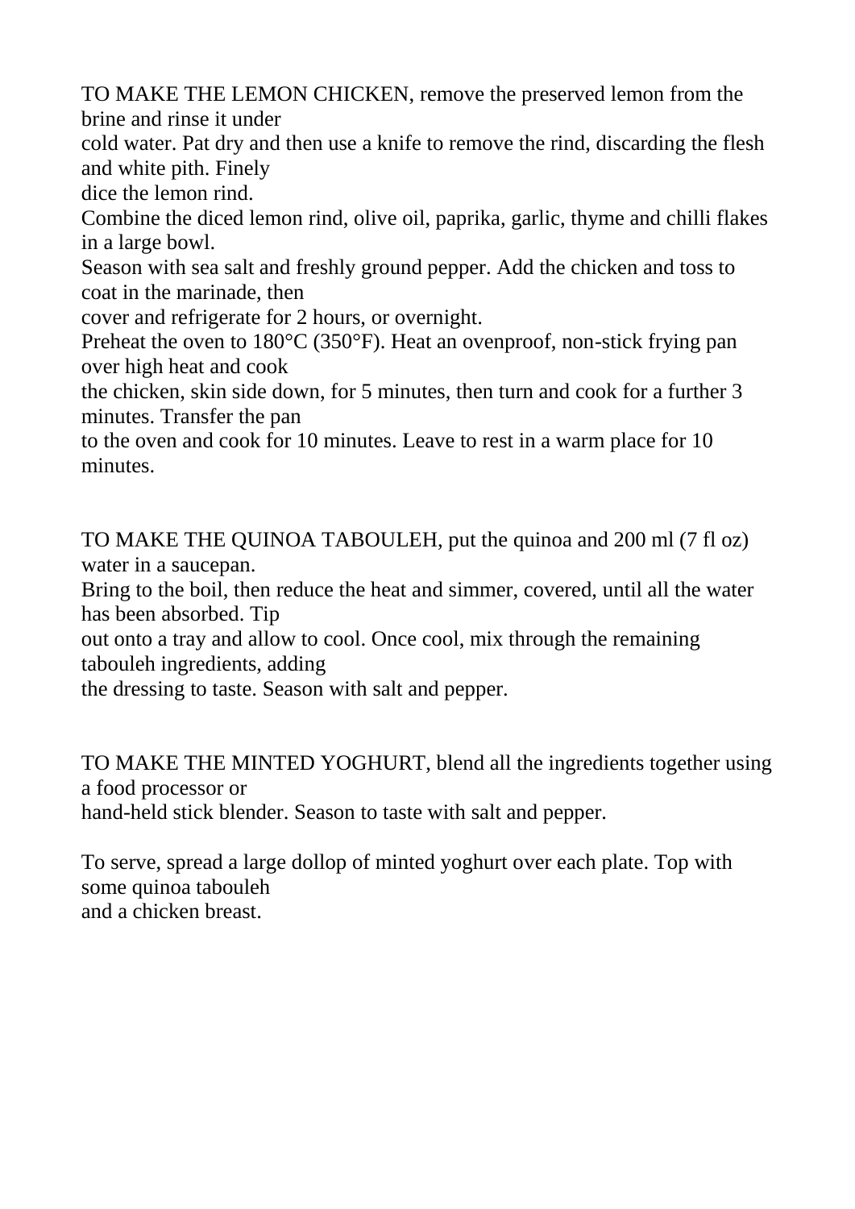TO MAKE THE LEMON CHICKEN, remove the preserved lemon from the brine and rinse it under cold water. Pat dry and then use a knife to remove the rind, discarding the flesh and white pith. Finely dice the lemon rind.

Combine the diced lemon rind, olive oil, paprika, garlic, thyme and chilli flakes in a large bowl.

Season with sea salt and freshly ground pepper. Add the chicken and toss to coat in the marinade, then cover and refrigerate for 2 hours, or overnight.

Preheat the oven to 180°C (350°F). Heat an ovenproof, non-stick frying pan over high heat and cook the chicken, skin side down, for 5 minutes, then turn and cook for a further 3 minutes. Transfer the pan to the oven and cook for 10 minutes. Leave to rest in a warm place for 10 minutes.

TO MAKE THE QUINOA TABOULEH, put the quinoa and 200 ml (7 fl oz) water in a saucepan.

Bring to the boil, then reduce the heat and simmer, covered, until all the water has been absorbed. Tip out onto a tray and allow to cool. Once cool, mix through the remaining tabouleh ingredients, adding the dressing to taste. Season with salt and pepper.

TO MAKE THE MINTED YOGHURT, blend all the ingredients together using a food processor or hand-held stick blender. Season to taste with salt and pepper.

To serve, spread a large dollop of minted yoghurt over each plate. Top with some quinoa tabouleh and a chicken breast.